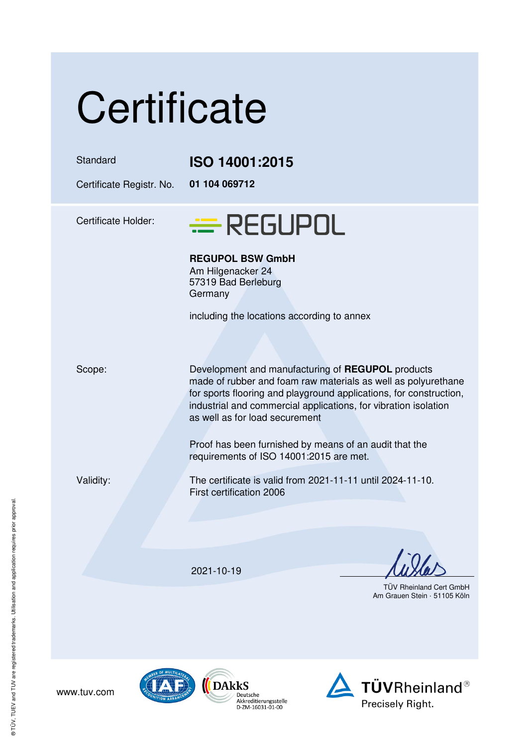# Certificate

| | |
|---|---|
| Standard | **ISO 14001:2015** |
| Certificate Registr. No. | **01 104 069712** |

Certificate Holder:

REGUPOL

**REGUPOL BSW GmbH**
Am Hilgenacker 24
57319 Bad Berleburg
Germany

including the locations according to annex

Scope:

Development and manufacturing of **REGUPOL** products made of rubber and foam raw materials as well as polyurethane for sports flooring and playground applications, for construction, industrial and commercial applications, for vibration isolation as well as for load securement

Proof has been furnished by means of an audit that the requirements of ISO 14001:2015 are met.

Validity:

The certificate is valid from 2021-11-11 until 2024-11-10.
First certification 2006

2021-10-19

TÜV Rheinland Cert GmbH
Am Grauen Stein · 51105 Köln

www.tuv.com

DAkkS Deutsche Akkreditierungsstelle D-ZM-16031-01-00

TÜVRheinland®
Precisely Right.

® TÜV, TUEV and TUV are registered trademarks. Utilisation and application requires prior approval.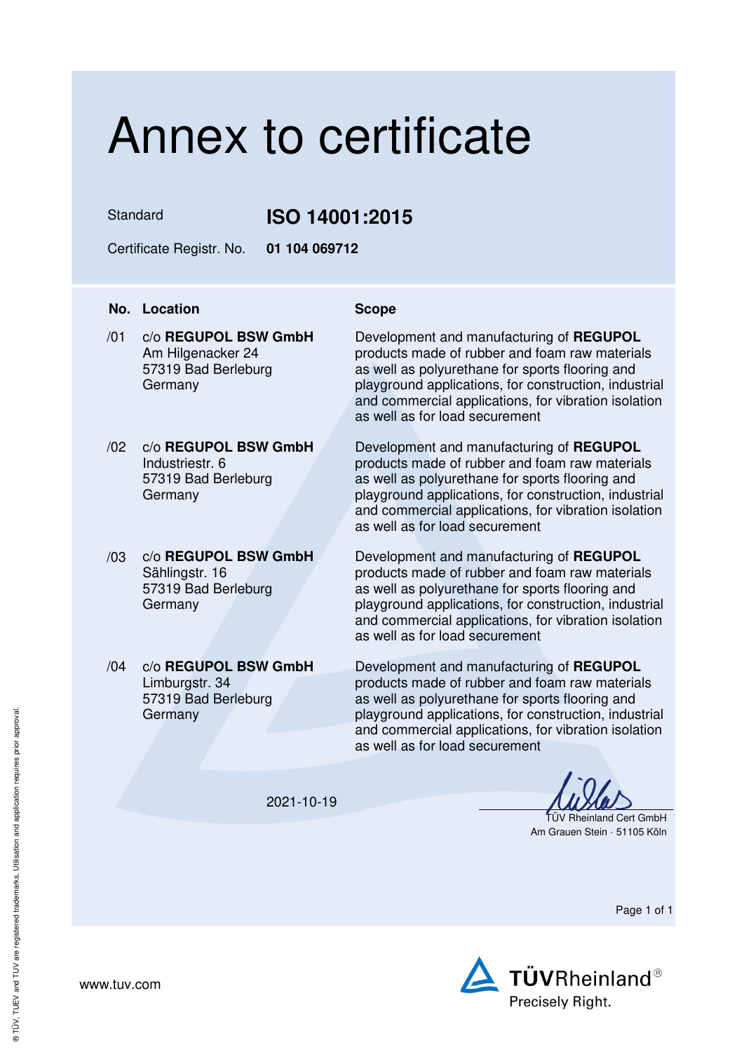# Annex to certificate

Standard **ISO 14001:2015**

Certificate Registr. No. **01 104 069712**

| No. | Location | Scope |
| --- | --- | --- |
| /01 | c/o **REGUPOL BSW GmbH**<br>Am Hilgenacker 24<br>57319 Bad Berleburg<br>Germany | Development and manufacturing of **REGUPOL** products made of rubber and foam raw materials as well as polyurethane for sports flooring and playground applications, for construction, industrial and commercial applications, for vibration isolation as well as for load securement |
| /02 | c/o **REGUPOL BSW GmbH**<br>Industriestr. 6<br>57319 Bad Berleburg<br>Germany | Development and manufacturing of **REGUPOL** products made of rubber and foam raw materials as well as polyurethane for sports flooring and playground applications, for construction, industrial and commercial applications, for vibration isolation as well as for load securement |
| /03 | c/o **REGUPOL BSW GmbH**<br>Sählingstr. 16<br>57319 Bad Berleburg<br>Germany | Development and manufacturing of **REGUPOL** products made of rubber and foam raw materials as well as polyurethane for sports flooring and playground applications, for construction, industrial and commercial applications, for vibration isolation as well as for load securement |
| /04 | c/o **REGUPOL BSW GmbH**<br>Limburgstr. 34<br>57319 Bad Berleburg<br>Germany | Development and manufacturing of **REGUPOL** products made of rubber and foam raw materials as well as polyurethane for sports flooring and playground applications, for construction, industrial and commercial applications, for vibration isolation as well as for load securement |

2021-10-19

TÜV Rheinland Cert GmbH
Am Grauen Stein · 51105 Köln

www.tuv.com

TÜVRheinland®
Precisely Right.

® TÜV, TUEV and TUV are registered trademarks. Utilisation and application requires prior approval.